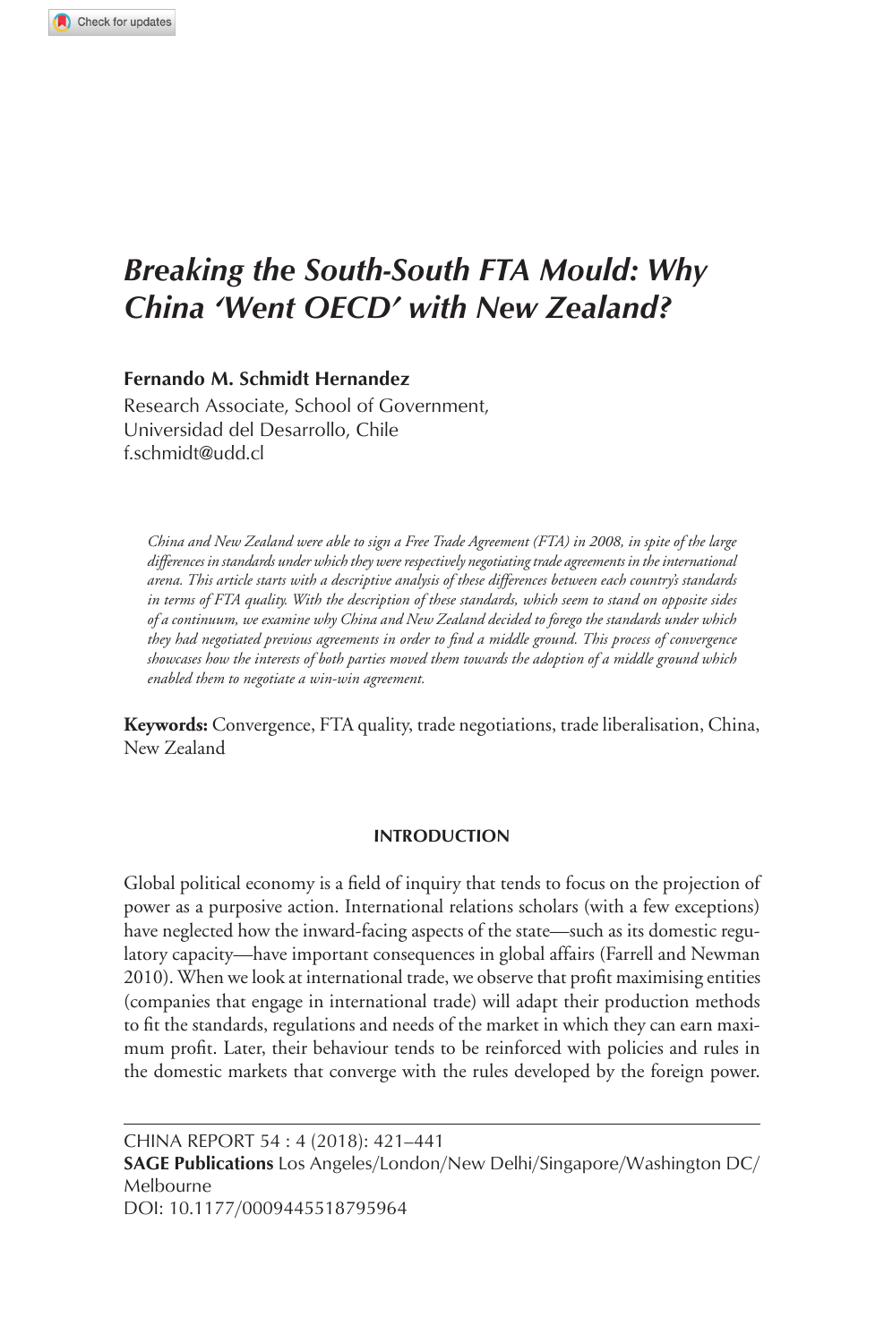# *Breaking the South-South FTA Mould: Why China 'Went OECD' with New Zealand?*

**Fernando M. Schmidt Hernandez**
Research Associate, School of Government,
Universidad del Desarrollo, Chile
f.schmidt@udd.cl

*China and New Zealand were able to sign a Free Trade Agreement (FTA) in 2008, in spite of the large differences in standards under which they were respectively negotiating trade agreements in the international arena. This article starts with a descriptive analysis of these differences between each country's standards in terms of FTA quality. With the description of these standards, which seem to stand on opposite sides of a continuum, we examine why China and New Zealand decided to forego the standards under which they had negotiated previous agreements in order to find a middle ground. This process of convergence showcases how the interests of both parties moved them towards the adoption of a middle ground which enabled them to negotiate a win-win agreement.*

**Keywords:** Convergence, FTA quality, trade negotiations, trade liberalisation, China, New Zealand

## INTRODUCTION

Global political economy is a field of inquiry that tends to focus on the projection of power as a purposive action. International relations scholars (with a few exceptions) have neglected how the inward-facing aspects of the state—such as its domestic regulatory capacity—have important consequences in global affairs (Farrell and Newman 2010). When we look at international trade, we observe that profit maximising entities (companies that engage in international trade) will adapt their production methods to fit the standards, regulations and needs of the market in which they can earn maximum profit. Later, their behaviour tends to be reinforced with policies and rules in the domestic markets that converge with the rules developed by the foreign power.

CHINA REPORT 54 : 4 (2018): 421–441
**SAGE Publications** Los Angeles/London/New Delhi/Singapore/Washington DC/Melbourne
DOI: 10.1177/0009445518795964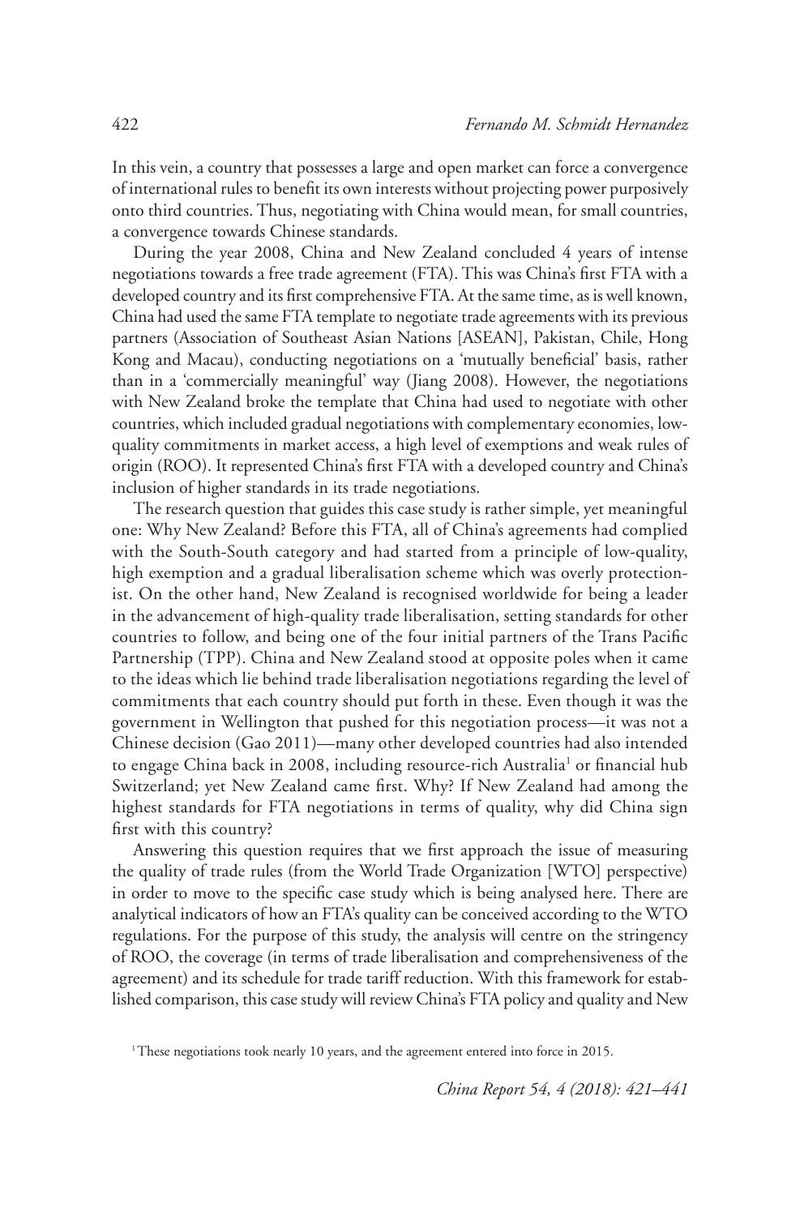In this vein, a country that possesses a large and open market can force a convergence of international rules to benefit its own interests without projecting power purposively onto third countries. Thus, negotiating with China would mean, for small countries, a convergence towards Chinese standards.

During the year 2008, China and New Zealand concluded 4 years of intense negotiations towards a free trade agreement (FTA). This was China's first FTA with a developed country and its first comprehensive FTA. At the same time, as is well known, China had used the same FTA template to negotiate trade agreements with its previous partners (Association of Southeast Asian Nations [ASEAN], Pakistan, Chile, Hong Kong and Macau), conducting negotiations on a 'mutually beneficial' basis, rather than in a 'commercially meaningful' way (Jiang 2008). However, the negotiations with New Zealand broke the template that China had used to negotiate with other countries, which included gradual negotiations with complementary economies, low-quality commitments in market access, a high level of exemptions and weak rules of origin (ROO). It represented China's first FTA with a developed country and China's inclusion of higher standards in its trade negotiations.

The research question that guides this case study is rather simple, yet meaningful one: Why New Zealand? Before this FTA, all of China's agreements had complied with the South-South category and had started from a principle of low-quality, high exemption and a gradual liberalisation scheme which was overly protectionist. On the other hand, New Zealand is recognised worldwide for being a leader in the advancement of high-quality trade liberalisation, setting standards for other countries to follow, and being one of the four initial partners of the Trans Pacific Partnership (TPP). China and New Zealand stood at opposite poles when it came to the ideas which lie behind trade liberalisation negotiations regarding the level of commitments that each country should put forth in these. Even though it was the government in Wellington that pushed for this negotiation process—it was not a Chinese decision (Gao 2011)—many other developed countries had also intended to engage China back in 2008, including resource-rich Australia[1] or financial hub Switzerland; yet New Zealand came first. Why? If New Zealand had among the highest standards for FTA negotiations in terms of quality, why did China sign first with this country?

Answering this question requires that we first approach the issue of measuring the quality of trade rules (from the World Trade Organization [WTO] perspective) in order to move to the specific case study which is being analysed here. There are analytical indicators of how an FTA's quality can be conceived according to the WTO regulations. For the purpose of this study, the analysis will centre on the stringency of ROO, the coverage (in terms of trade liberalisation and comprehensiveness of the agreement) and its schedule for trade tariff reduction. With this framework for established comparison, this case study will review China's FTA policy and quality and New

[1] These negotiations took nearly 10 years, and the agreement entered into force in 2015.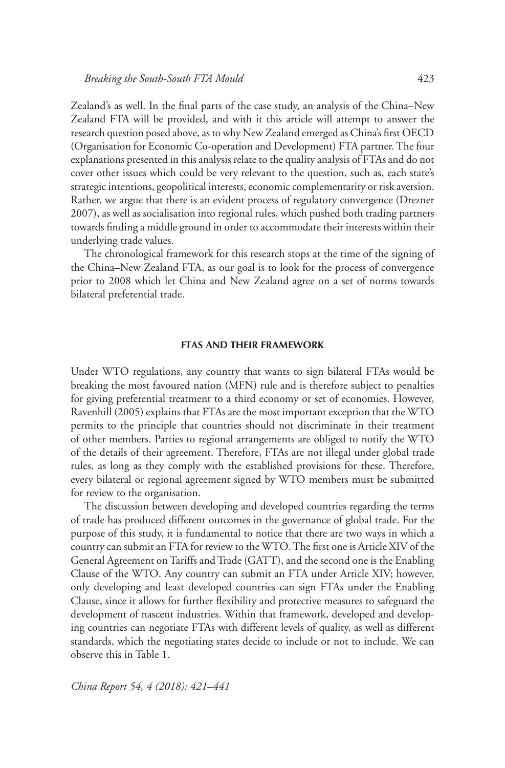Zealand's as well. In the final parts of the case study, an analysis of the China–New Zealand FTA will be provided, and with it this article will attempt to answer the research question posed above, as to why New Zealand emerged as China's first OECD (Organisation for Economic Co-operation and Development) FTA partner. The four explanations presented in this analysis relate to the quality analysis of FTAs and do not cover other issues which could be very relevant to the question, such as, each state's strategic intentions, geopolitical interests, economic complementarity or risk aversion. Rather, we argue that there is an evident process of regulatory convergence (Drezner 2007), as well as socialisation into regional rules, which pushed both trading partners towards finding a middle ground in order to accommodate their interests within their underlying trade values.

The chronological framework for this research stops at the time of the signing of the China–New Zealand FTA, as our goal is to look for the process of convergence prior to 2008 which let China and New Zealand agree on a set of norms towards bilateral preferential trade.

## FTAS AND THEIR FRAMEWORK

Under WTO regulations, any country that wants to sign bilateral FTAs would be breaking the most favoured nation (MFN) rule and is therefore subject to penalties for giving preferential treatment to a third economy or set of economies. However, Ravenhill (2005) explains that FTAs are the most important exception that the WTO permits to the principle that countries should not discriminate in their treatment of other members. Parties to regional arrangements are obliged to notify the WTO of the details of their agreement. Therefore, FTAs are not illegal under global trade rules, as long as they comply with the established provisions for these. Therefore, every bilateral or regional agreement signed by WTO members must be submitted for review to the organisation.

The discussion between developing and developed countries regarding the terms of trade has produced different outcomes in the governance of global trade. For the purpose of this study, it is fundamental to notice that there are two ways in which a country can submit an FTA for review to the WTO. The first one is Article XIV of the General Agreement on Tariffs and Trade (GATT), and the second one is the Enabling Clause of the WTO. Any country can submit an FTA under Article XIV; however, only developing and least developed countries can sign FTAs under the Enabling Clause, since it allows for further flexibility and protective measures to safeguard the development of nascent industries. Within that framework, developed and developing countries can negotiate FTAs with different levels of quality, as well as different standards, which the negotiating states decide to include or not to include. We can observe this in Table 1.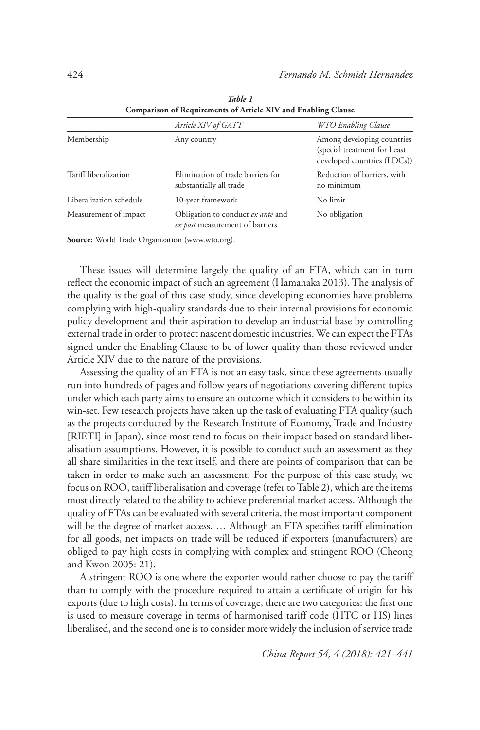***Table 1***
**Comparison of Requirements of Article XIV and Enabling Clause**

| | *Article XIV of GATT* | *WTO Enabling Clause* |
|---|---|---|
| Membership | Any country | Among developing countries (special treatment for Least developed countries (LDCs)) |
| Tariff liberalization | Elimination of trade barriers for substantially all trade | Reduction of barriers, with no minimum |
| Liberalization schedule | 10-year framework | No limit |
| Measurement of impact | Obligation to conduct *ex ante* and *ex post* measurement of barriers | No obligation |

**Source:** World Trade Organization (www.wto.org).

These issues will determine largely the quality of an FTA, which can in turn reflect the economic impact of such an agreement (Hamanaka 2013). The analysis of the quality is the goal of this case study, since developing economies have problems complying with high-quality standards due to their internal provisions for economic policy development and their aspiration to develop an industrial base by controlling external trade in order to protect nascent domestic industries. We can expect the FTAs signed under the Enabling Clause to be of lower quality than those reviewed under Article XIV due to the nature of the provisions.

Assessing the quality of an FTA is not an easy task, since these agreements usually run into hundreds of pages and follow years of negotiations covering different topics under which each party aims to ensure an outcome which it considers to be within its win-set. Few research projects have taken up the task of evaluating FTA quality (such as the projects conducted by the Research Institute of Economy, Trade and Industry [RIETI] in Japan), since most tend to focus on their impact based on standard liberalisation assumptions. However, it is possible to conduct such an assessment as they all share similarities in the text itself, and there are points of comparison that can be taken in order to make such an assessment. For the purpose of this case study, we focus on ROO, tariff liberalisation and coverage (refer to Table 2), which are the items most directly related to the ability to achieve preferential market access. 'Although the quality of FTAs can be evaluated with several criteria, the most important component will be the degree of market access. … Although an FTA specifies tariff elimination for all goods, net impacts on trade will be reduced if exporters (manufacturers) are obliged to pay high costs in complying with complex and stringent ROO (Cheong and Kwon 2005: 21).

A stringent ROO is one where the exporter would rather choose to pay the tariff than to comply with the procedure required to attain a certificate of origin for his exports (due to high costs). In terms of coverage, there are two categories: the first one is used to measure coverage in terms of harmonised tariff code (HTC or HS) lines liberalised, and the second one is to consider more widely the inclusion of service trade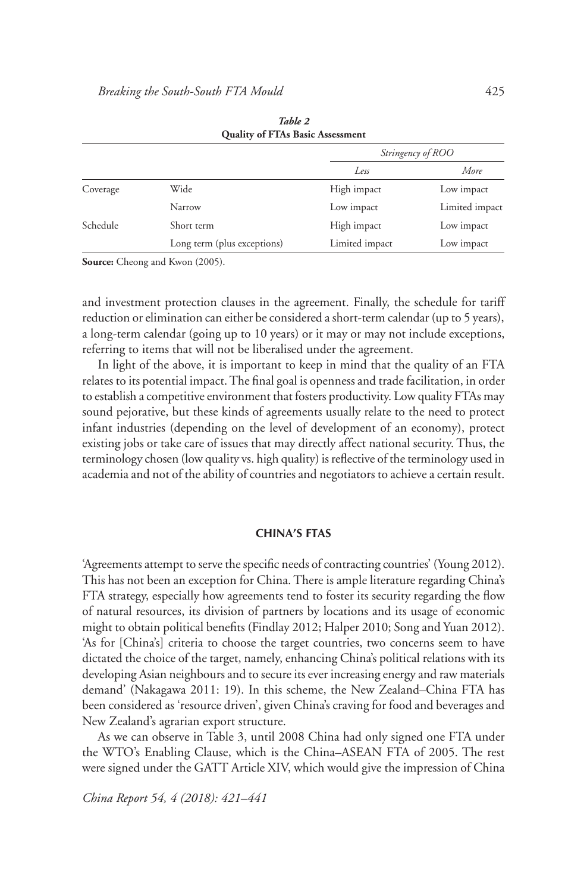*Table 2*
**Quality of FTAs Basic Assessment**

| | | *Stringency of ROO* | |
|---|---|---|---|
| | | *Less* | *More* |
| Coverage | Wide | High impact | Low impact |
| | Narrow | Low impact | Limited impact |
| Schedule | Short term | High impact | Low impact |
| | Long term (plus exceptions) | Limited impact | Low impact |

**Source:** Cheong and Kwon (2005).

and investment protection clauses in the agreement. Finally, the schedule for tariff reduction or elimination can either be considered a short-term calendar (up to 5 years), a long-term calendar (going up to 10 years) or it may or may not include exceptions, referring to items that will not be liberalised under the agreement.

In light of the above, it is important to keep in mind that the quality of an FTA relates to its potential impact. The final goal is openness and trade facilitation, in order to establish a competitive environment that fosters productivity. Low quality FTAs may sound pejorative, but these kinds of agreements usually relate to the need to protect infant industries (depending on the level of development of an economy), protect existing jobs or take care of issues that may directly affect national security. Thus, the terminology chosen (low quality vs. high quality) is reflective of the terminology used in academia and not of the ability of countries and negotiators to achieve a certain result.

## CHINA'S FTAS

'Agreements attempt to serve the specific needs of contracting countries' (Young 2012). This has not been an exception for China. There is ample literature regarding China's FTA strategy, especially how agreements tend to foster its security regarding the flow of natural resources, its division of partners by locations and its usage of economic might to obtain political benefits (Findlay 2012; Halper 2010; Song and Yuan 2012). 'As for [China's] criteria to choose the target countries, two concerns seem to have dictated the choice of the target, namely, enhancing China's political relations with its developing Asian neighbours and to secure its ever increasing energy and raw materials demand' (Nakagawa 2011: 19). In this scheme, the New Zealand–China FTA has been considered as 'resource driven', given China's craving for food and beverages and New Zealand's agrarian export structure.

As we can observe in Table 3, until 2008 China had only signed one FTA under the WTO's Enabling Clause, which is the China–ASEAN FTA of 2005. The rest were signed under the GATT Article XIV, which would give the impression of China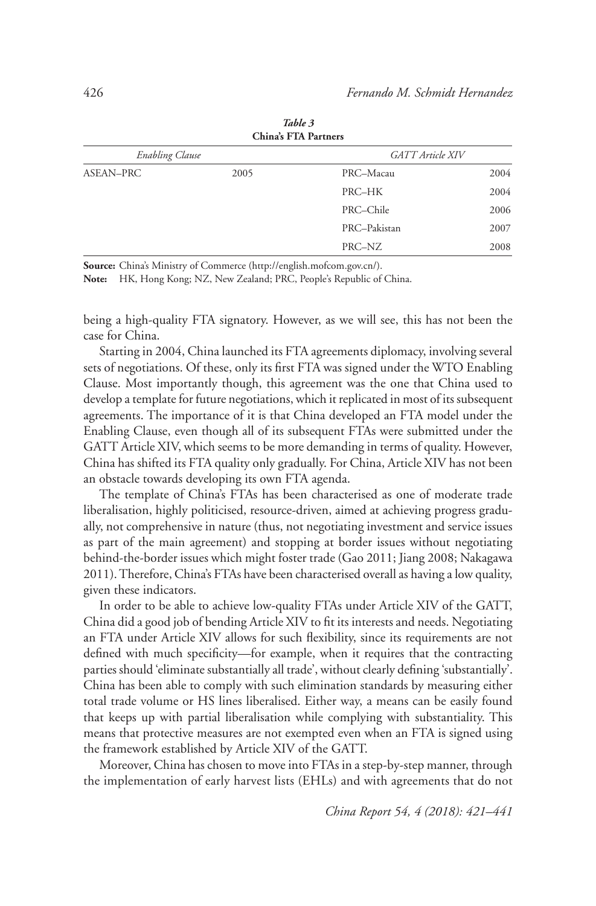*Table 3*
**China's FTA Partners**

| *Enabling Clause* | | *GATT Article XIV* | |
|---|---|---|---|
| ASEAN–PRC | 2005 | PRC–Macau | 2004 |
| | | PRC–HK | 2004 |
| | | PRC–Chile | 2006 |
| | | PRC–Pakistan | 2007 |
| | | PRC–NZ | 2008 |

**Source:** China's Ministry of Commerce (http://english.mofcom.gov.cn/).

**Note:** HK, Hong Kong; NZ, New Zealand; PRC, People's Republic of China.

being a high-quality FTA signatory. However, as we will see, this has not been the case for China.

Starting in 2004, China launched its FTA agreements diplomacy, involving several sets of negotiations. Of these, only its first FTA was signed under the WTO Enabling Clause. Most importantly though, this agreement was the one that China used to develop a template for future negotiations, which it replicated in most of its subsequent agreements. The importance of it is that China developed an FTA model under the Enabling Clause, even though all of its subsequent FTAs were submitted under the GATT Article XIV, which seems to be more demanding in terms of quality. However, China has shifted its FTA quality only gradually. For China, Article XIV has not been an obstacle towards developing its own FTA agenda.

The template of China's FTAs has been characterised as one of moderate trade liberalisation, highly politicised, resource-driven, aimed at achieving progress gradually, not comprehensive in nature (thus, not negotiating investment and service issues as part of the main agreement) and stopping at border issues without negotiating behind-the-border issues which might foster trade (Gao 2011; Jiang 2008; Nakagawa 2011). Therefore, China's FTAs have been characterised overall as having a low quality, given these indicators.

In order to be able to achieve low-quality FTAs under Article XIV of the GATT, China did a good job of bending Article XIV to fit its interests and needs. Negotiating an FTA under Article XIV allows for such flexibility, since its requirements are not defined with much specificity—for example, when it requires that the contracting parties should 'eliminate substantially all trade', without clearly defining 'substantially'. China has been able to comply with such elimination standards by measuring either total trade volume or HS lines liberalised. Either way, a means can be easily found that keeps up with partial liberalisation while complying with substantiality. This means that protective measures are not exempted even when an FTA is signed using the framework established by Article XIV of the GATT.

Moreover, China has chosen to move into FTAs in a step-by-step manner, through the implementation of early harvest lists (EHLs) and with agreements that do not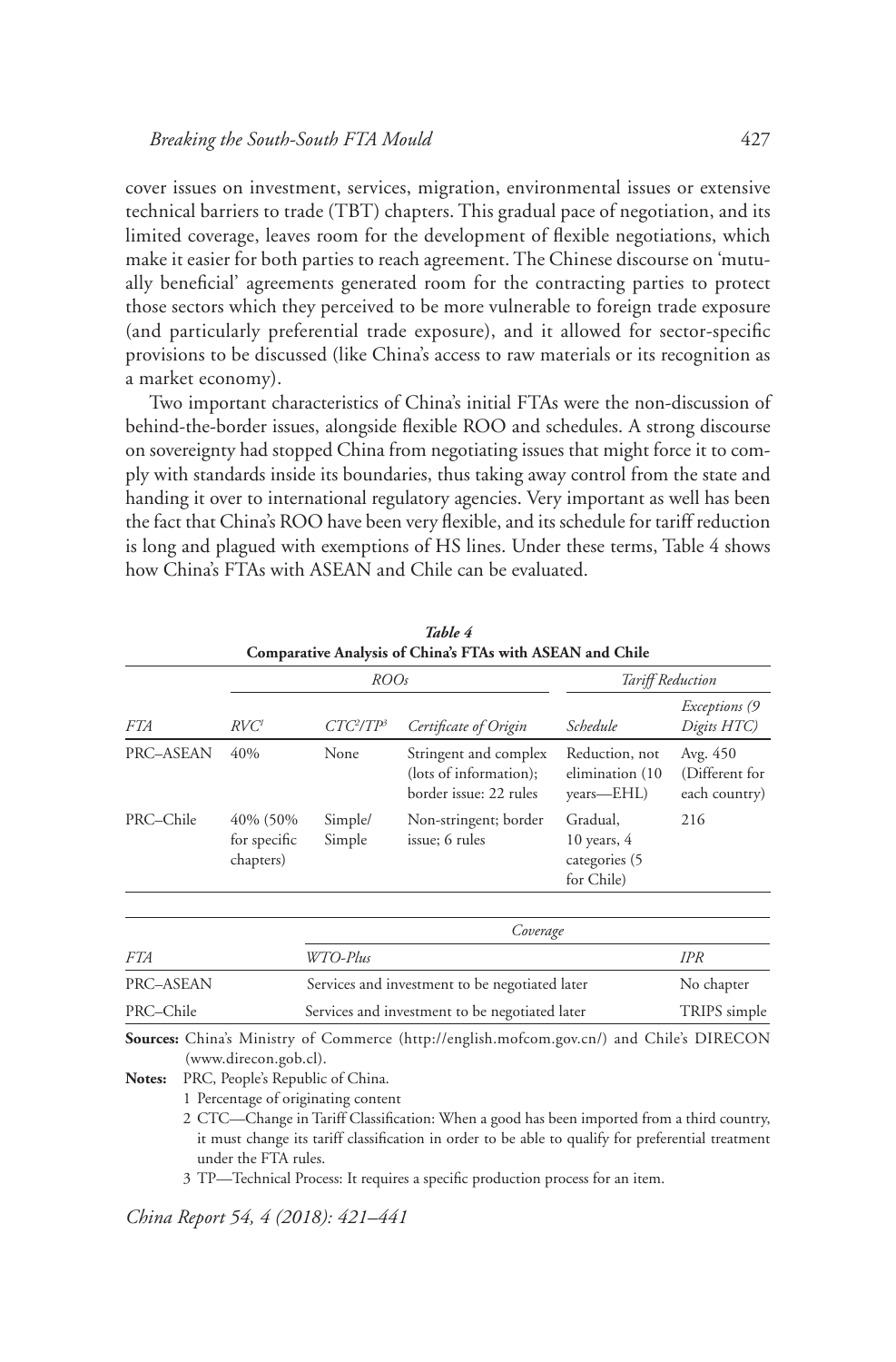cover issues on investment, services, migration, environmental issues or extensive technical barriers to trade (TBT) chapters. This gradual pace of negotiation, and its limited coverage, leaves room for the development of flexible negotiations, which make it easier for both parties to reach agreement. The Chinese discourse on 'mutually beneficial' agreements generated room for the contracting parties to protect those sectors which they perceived to be more vulnerable to foreign trade exposure (and particularly preferential trade exposure), and it allowed for sector-specific provisions to be discussed (like China's access to raw materials or its recognition as a market economy).

Two important characteristics of China's initial FTAs were the non-discussion of behind-the-border issues, alongside flexible ROO and schedules. A strong discourse on sovereignty had stopped China from negotiating issues that might force it to comply with standards inside its boundaries, thus taking away control from the state and handing it over to international regulatory agencies. Very important as well has been the fact that China's ROO have been very flexible, and its schedule for tariff reduction is long and plagued with exemptions of HS lines. Under these terms, Table 4 shows how China's FTAs with ASEAN and Chile can be evaluated.

***Table 4***
**Comparative Analysis of China's FTAs with ASEAN and Chile**

| | *ROOs* | | | *Tariff Reduction* | |
|---|---|---|---|---|---|
| *FTA* | *RVC*[1] | *CTC*[2]*/TP*[3] | *Certificate of Origin* | *Schedule* | *Exceptions (9 Digits HTC)* |
| PRC–ASEAN | 40% | None | Stringent and complex (lots of information); border issue: 22 rules | Reduction, not elimination (10 years—EHL) | Avg. 450 (Different for each country) |
| PRC–Chile | 40% (50% for specific chapters) | Simple/ Simple | Non-stringent; border issue; 6 rules | Gradual, 10 years, 4 categories (5 for Chile) | 216 |

| | *Coverage* | |
|---|---|---|
| *FTA* | *WTO-Plus* | *IPR* |
| PRC–ASEAN | Services and investment to be negotiated later | No chapter |
| PRC–Chile | Services and investment to be negotiated later | TRIPS simple |

**Sources:** China's Ministry of Commerce (http://english.mofcom.gov.cn/) and Chile's DIRECON (www.direcon.gob.cl).

**Notes:** PRC, People's Republic of China.

1 Percentage of originating content

2 CTC—Change in Tariff Classification: When a good has been imported from a third country, it must change its tariff classification in order to be able to qualify for preferential treatment under the FTA rules.

3 TP—Technical Process: It requires a specific production process for an item.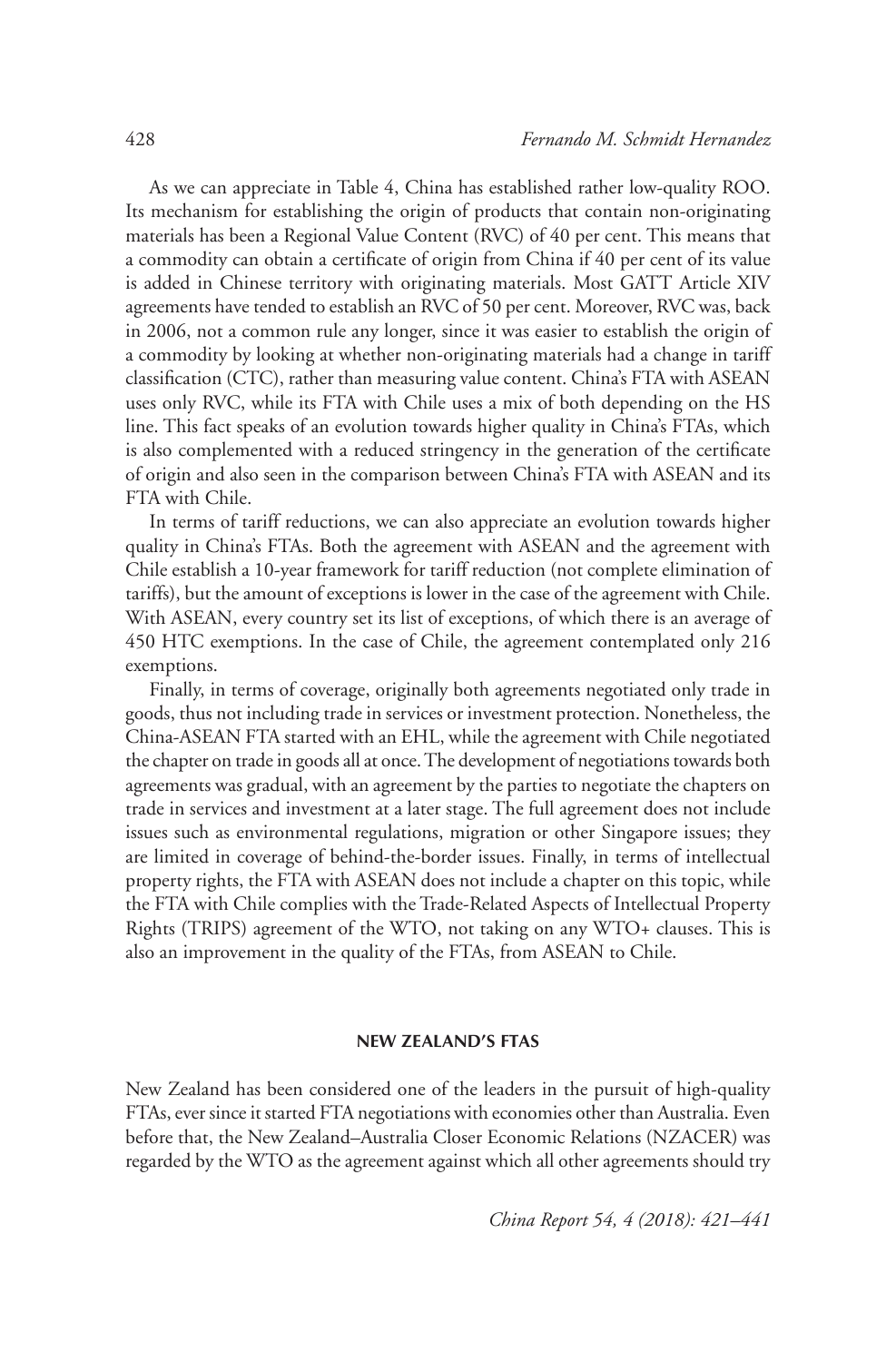As we can appreciate in Table 4, China has established rather low-quality ROO. Its mechanism for establishing the origin of products that contain non-originating materials has been a Regional Value Content (RVC) of 40 per cent. This means that a commodity can obtain a certificate of origin from China if 40 per cent of its value is added in Chinese territory with originating materials. Most GATT Article XIV agreements have tended to establish an RVC of 50 per cent. Moreover, RVC was, back in 2006, not a common rule any longer, since it was easier to establish the origin of a commodity by looking at whether non-originating materials had a change in tariff classification (CTC), rather than measuring value content. China's FTA with ASEAN uses only RVC, while its FTA with Chile uses a mix of both depending on the HS line. This fact speaks of an evolution towards higher quality in China's FTAs, which is also complemented with a reduced stringency in the generation of the certificate of origin and also seen in the comparison between China's FTA with ASEAN and its FTA with Chile.

In terms of tariff reductions, we can also appreciate an evolution towards higher quality in China's FTAs. Both the agreement with ASEAN and the agreement with Chile establish a 10-year framework for tariff reduction (not complete elimination of tariffs), but the amount of exceptions is lower in the case of the agreement with Chile. With ASEAN, every country set its list of exceptions, of which there is an average of 450 HTC exemptions. In the case of Chile, the agreement contemplated only 216 exemptions.

Finally, in terms of coverage, originally both agreements negotiated only trade in goods, thus not including trade in services or investment protection. Nonetheless, the China-ASEAN FTA started with an EHL, while the agreement with Chile negotiated the chapter on trade in goods all at once. The development of negotiations towards both agreements was gradual, with an agreement by the parties to negotiate the chapters on trade in services and investment at a later stage. The full agreement does not include issues such as environmental regulations, migration or other Singapore issues; they are limited in coverage of behind-the-border issues. Finally, in terms of intellectual property rights, the FTA with ASEAN does not include a chapter on this topic, while the FTA with Chile complies with the Trade-Related Aspects of Intellectual Property Rights (TRIPS) agreement of the WTO, not taking on any WTO+ clauses. This is also an improvement in the quality of the FTAs, from ASEAN to Chile.

## NEW ZEALAND'S FTAS

New Zealand has been considered one of the leaders in the pursuit of high-quality FTAs, ever since it started FTA negotiations with economies other than Australia. Even before that, the New Zealand–Australia Closer Economic Relations (NZACER) was regarded by the WTO as the agreement against which all other agreements should try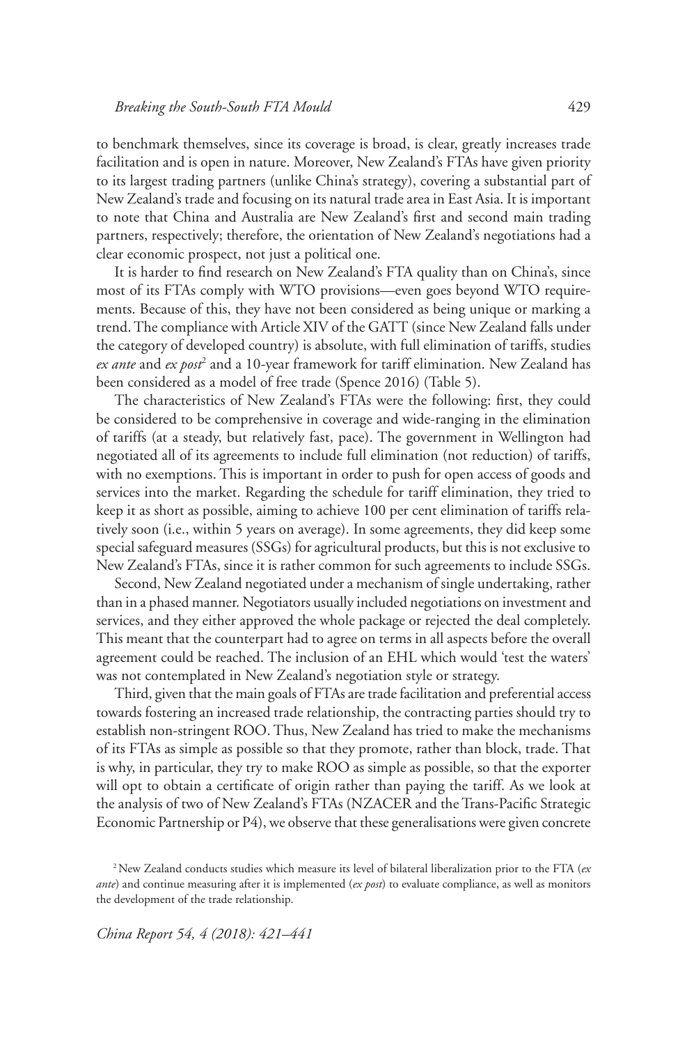to benchmark themselves, since its coverage is broad, is clear, greatly increases trade facilitation and is open in nature. Moreover, New Zealand's FTAs have given priority to its largest trading partners (unlike China's strategy), covering a substantial part of New Zealand's trade and focusing on its natural trade area in East Asia. It is important to note that China and Australia are New Zealand's first and second main trading partners, respectively; therefore, the orientation of New Zealand's negotiations had a clear economic prospect, not just a political one.

It is harder to find research on New Zealand's FTA quality than on China's, since most of its FTAs comply with WTO provisions—even goes beyond WTO requirements. Because of this, they have not been considered as being unique or marking a trend. The compliance with Article XIV of the GATT (since New Zealand falls under the category of developed country) is absolute, with full elimination of tariffs, studies *ex ante* and *ex post*[2] and a 10-year framework for tariff elimination. New Zealand has been considered as a model of free trade (Spence 2016) (Table 5).

The characteristics of New Zealand's FTAs were the following: first, they could be considered to be comprehensive in coverage and wide-ranging in the elimination of tariffs (at a steady, but relatively fast, pace). The government in Wellington had negotiated all of its agreements to include full elimination (not reduction) of tariffs, with no exemptions. This is important in order to push for open access of goods and services into the market. Regarding the schedule for tariff elimination, they tried to keep it as short as possible, aiming to achieve 100 per cent elimination of tariffs relatively soon (i.e., within 5 years on average). In some agreements, they did keep some special safeguard measures (SSGs) for agricultural products, but this is not exclusive to New Zealand's FTAs, since it is rather common for such agreements to include SSGs.

Second, New Zealand negotiated under a mechanism of single undertaking, rather than in a phased manner. Negotiators usually included negotiations on investment and services, and they either approved the whole package or rejected the deal completely. This meant that the counterpart had to agree on terms in all aspects before the overall agreement could be reached. The inclusion of an EHL which would 'test the waters' was not contemplated in New Zealand's negotiation style or strategy.

Third, given that the main goals of FTAs are trade facilitation and preferential access towards fostering an increased trade relationship, the contracting parties should try to establish non-stringent ROO. Thus, New Zealand has tried to make the mechanisms of its FTAs as simple as possible so that they promote, rather than block, trade. That is why, in particular, they try to make ROO as simple as possible, so that the exporter will opt to obtain a certificate of origin rather than paying the tariff. As we look at the analysis of two of New Zealand's FTAs (NZACER and the Trans-Pacific Strategic Economic Partnership or P4), we observe that these generalisations were given concrete

[2] New Zealand conducts studies which measure its level of bilateral liberalization prior to the FTA (*ex ante*) and continue measuring after it is implemented (*ex post*) to evaluate compliance, as well as monitors the development of the trade relationship.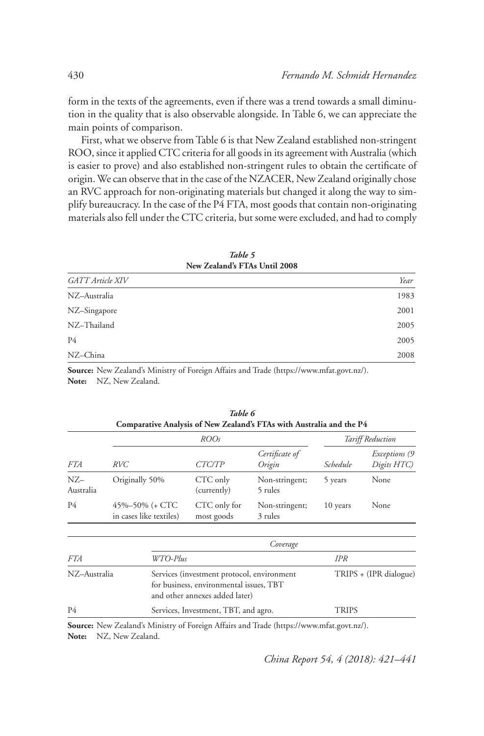form in the texts of the agreements, even if there was a trend towards a small diminution in the quality that is also observable alongside. In Table 6, we can appreciate the main points of comparison.

First, what we observe from Table 6 is that New Zealand established non-stringent ROO, since it applied CTC criteria for all goods in its agreement with Australia (which is easier to prove) and also established non-stringent rules to obtain the certificate of origin. We can observe that in the case of the NZACER, New Zealand originally chose an RVC approach for non-originating materials but changed it along the way to simplify bureaucracy. In the case of the P4 FTA, most goods that contain non-originating materials also fell under the CTC criteria, but some were excluded, and had to comply

***Table 5***
**New Zealand's FTAs Until 2008**

| *GATT Article XIV* | *Year* |
|---|---|
| NZ–Australia | 1983 |
| NZ–Singapore | 2001 |
| NZ–Thailand | 2005 |
| P4 | 2005 |
| NZ–China | 2008 |

**Source:** New Zealand's Ministry of Foreign Affairs and Trade (https://www.mfat.govt.nz/).
**Note:** NZ, New Zealand.

***Table 6***
**Comparative Analysis of New Zealand's FTAs with Australia and the P4**

| | *ROOs* | | | *Tariff Reduction* | |
|---|---|---|---|---|---|
| *FTA* | *RVC* | *CTC/TP* | *Certificate of Origin* | *Schedule* | *Exceptions (9 Digits HTC)* |
| NZ–Australia | Originally 50% | CTC only (currently) | Non-stringent; 5 rules | 5 years | None |
| P4 | 45%–50% (+ CTC in cases like textiles) | CTC only for most goods | Non-stringent; 3 rules | 10 years | None |

| | *Coverage* | |
|---|---|---|
| *FTA* | *WTO-Plus* | *IPR* |
| NZ–Australia | Services (investment protocol, environment for business, environmental issues, TBT and other annexes added later) | TRIPS + (IPR dialogue) |
| P4 | Services, Investment, TBT, and agro. | TRIPS |

**Source:** New Zealand's Ministry of Foreign Affairs and Trade (https://www.mfat.govt.nz/).
**Note:** NZ, New Zealand.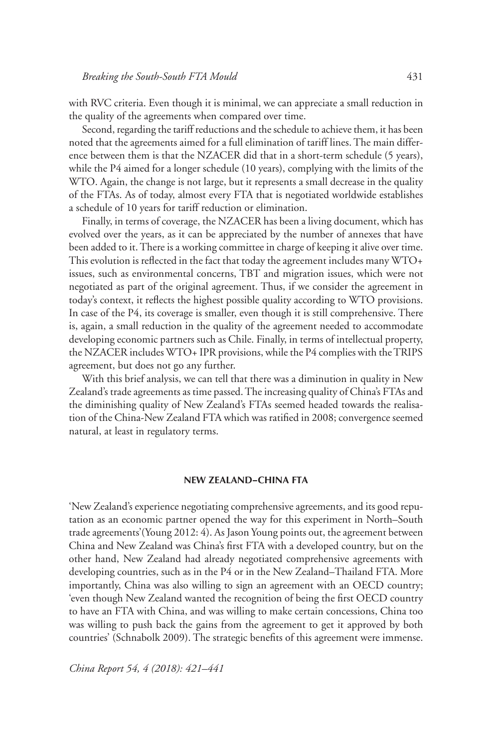with RVC criteria. Even though it is minimal, we can appreciate a small reduction in the quality of the agreements when compared over time.

Second, regarding the tariff reductions and the schedule to achieve them, it has been noted that the agreements aimed for a full elimination of tariff lines. The main difference between them is that the NZACER did that in a short-term schedule (5 years), while the P4 aimed for a longer schedule (10 years), complying with the limits of the WTO. Again, the change is not large, but it represents a small decrease in the quality of the FTAs. As of today, almost every FTA that is negotiated worldwide establishes a schedule of 10 years for tariff reduction or elimination.

Finally, in terms of coverage, the NZACER has been a living document, which has evolved over the years, as it can be appreciated by the number of annexes that have been added to it. There is a working committee in charge of keeping it alive over time. This evolution is reflected in the fact that today the agreement includes many WTO+ issues, such as environmental concerns, TBT and migration issues, which were not negotiated as part of the original agreement. Thus, if we consider the agreement in today's context, it reflects the highest possible quality according to WTO provisions. In case of the P4, its coverage is smaller, even though it is still comprehensive. There is, again, a small reduction in the quality of the agreement needed to accommodate developing economic partners such as Chile. Finally, in terms of intellectual property, the NZACER includes WTO+ IPR provisions, while the P4 complies with the TRIPS agreement, but does not go any further.

With this brief analysis, we can tell that there was a diminution in quality in New Zealand's trade agreements as time passed. The increasing quality of China's FTAs and the diminishing quality of New Zealand's FTAs seemed headed towards the realisation of the China-New Zealand FTA which was ratified in 2008; convergence seemed natural, at least in regulatory terms.

## NEW ZEALAND–CHINA FTA

'New Zealand's experience negotiating comprehensive agreements, and its good reputation as an economic partner opened the way for this experiment in North–South trade agreements'(Young 2012: 4). As Jason Young points out, the agreement between China and New Zealand was China's first FTA with a developed country, but on the other hand, New Zealand had already negotiated comprehensive agreements with developing countries, such as in the P4 or in the New Zealand–Thailand FTA. More importantly, China was also willing to sign an agreement with an OECD country; 'even though New Zealand wanted the recognition of being the first OECD country to have an FTA with China, and was willing to make certain concessions, China too was willing to push back the gains from the agreement to get it approved by both countries' (Schnabolk 2009). The strategic benefits of this agreement were immense.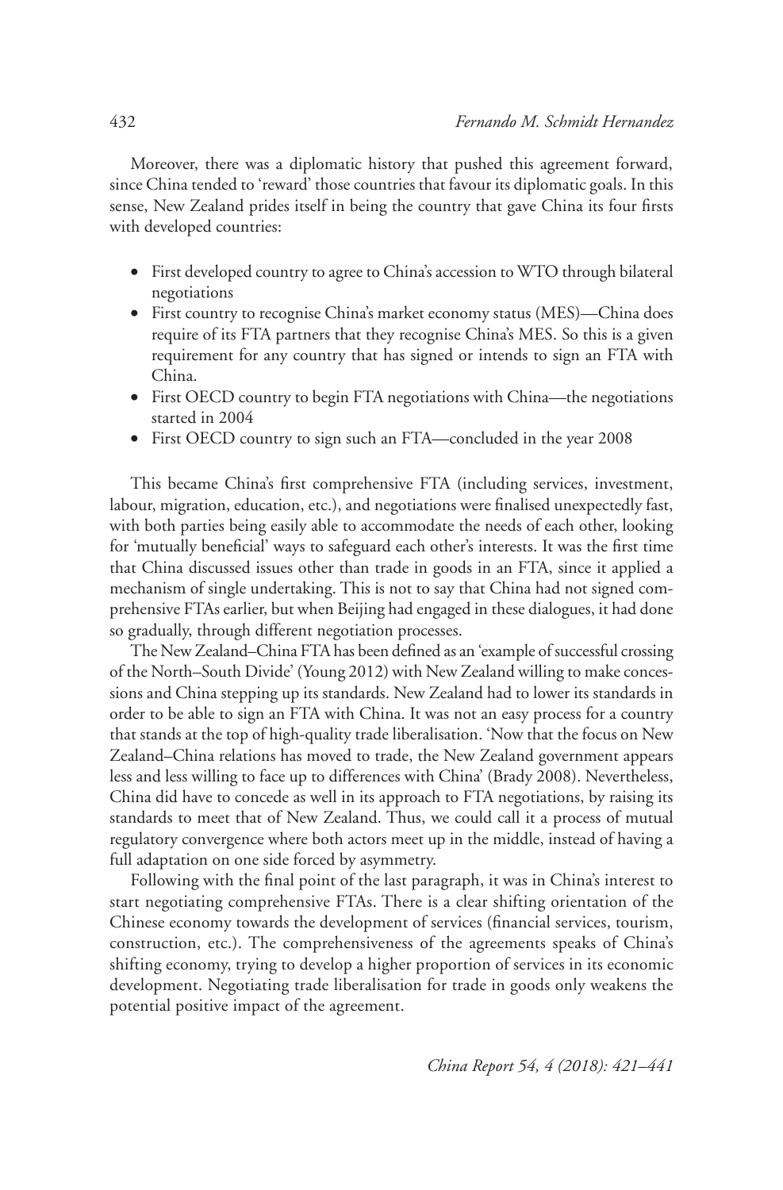Moreover, there was a diplomatic history that pushed this agreement forward, since China tended to 'reward' those countries that favour its diplomatic goals. In this sense, New Zealand prides itself in being the country that gave China its four firsts with developed countries:

- First developed country to agree to China's accession to WTO through bilateral negotiations
- First country to recognise China's market economy status (MES)—China does require of its FTA partners that they recognise China's MES. So this is a given requirement for any country that has signed or intends to sign an FTA with China.
- First OECD country to begin FTA negotiations with China—the negotiations started in 2004
- First OECD country to sign such an FTA—concluded in the year 2008

This became China's first comprehensive FTA (including services, investment, labour, migration, education, etc.), and negotiations were finalised unexpectedly fast, with both parties being easily able to accommodate the needs of each other, looking for 'mutually beneficial' ways to safeguard each other's interests. It was the first time that China discussed issues other than trade in goods in an FTA, since it applied a mechanism of single undertaking. This is not to say that China had not signed comprehensive FTAs earlier, but when Beijing had engaged in these dialogues, it had done so gradually, through different negotiation processes.

The New Zealand–China FTA has been defined as an 'example of successful crossing of the North–South Divide' (Young 2012) with New Zealand willing to make concessions and China stepping up its standards. New Zealand had to lower its standards in order to be able to sign an FTA with China. It was not an easy process for a country that stands at the top of high-quality trade liberalisation. 'Now that the focus on New Zealand–China relations has moved to trade, the New Zealand government appears less and less willing to face up to differences with China' (Brady 2008). Nevertheless, China did have to concede as well in its approach to FTA negotiations, by raising its standards to meet that of New Zealand. Thus, we could call it a process of mutual regulatory convergence where both actors meet up in the middle, instead of having a full adaptation on one side forced by asymmetry.

Following with the final point of the last paragraph, it was in China's interest to start negotiating comprehensive FTAs. There is a clear shifting orientation of the Chinese economy towards the development of services (financial services, tourism, construction, etc.). The comprehensiveness of the agreements speaks of China's shifting economy, trying to develop a higher proportion of services in its economic development. Negotiating trade liberalisation for trade in goods only weakens the potential positive impact of the agreement.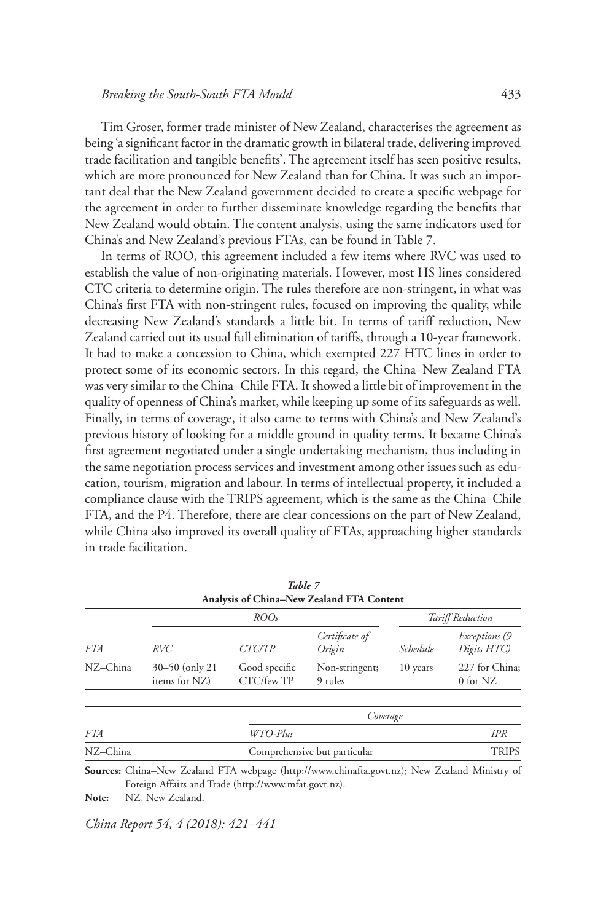Tim Groser, former trade minister of New Zealand, characterises the agreement as being 'a significant factor in the dramatic growth in bilateral trade, delivering improved trade facilitation and tangible benefits'. The agreement itself has seen positive results, which are more pronounced for New Zealand than for China. It was such an important deal that the New Zealand government decided to create a specific webpage for the agreement in order to further disseminate knowledge regarding the benefits that New Zealand would obtain. The content analysis, using the same indicators used for China's and New Zealand's previous FTAs, can be found in Table 7.

In terms of ROO, this agreement included a few items where RVC was used to establish the value of non-originating materials. However, most HS lines considered CTC criteria to determine origin. The rules therefore are non-stringent, in what was China's first FTA with non-stringent rules, focused on improving the quality, while decreasing New Zealand's standards a little bit. In terms of tariff reduction, New Zealand carried out its usual full elimination of tariffs, through a 10-year framework. It had to make a concession to China, which exempted 227 HTC lines in order to protect some of its economic sectors. In this regard, the China–New Zealand FTA was very similar to the China–Chile FTA. It showed a little bit of improvement in the quality of openness of China's market, while keeping up some of its safeguards as well. Finally, in terms of coverage, it also came to terms with China's and New Zealand's previous history of looking for a middle ground in quality terms. It became China's first agreement negotiated under a single undertaking mechanism, thus including in the same negotiation process services and investment among other issues such as education, tourism, migration and labour. In terms of intellectual property, it included a compliance clause with the TRIPS agreement, which is the same as the China–Chile FTA, and the P4. Therefore, there are clear concessions on the part of New Zealand, while China also improved its overall quality of FTAs, approaching higher standards in trade facilitation.

**Table 7**
**Analysis of China–New Zealand FTA Content**

| | *ROOs* | | | *Tariff Reduction* | |
|---|---|---|---|---|---|
| *FTA* | *RVC* | *CTC/TP* | *Certificate of Origin* | *Schedule* | *Exceptions (9 Digits HTC)* |
| NZ–China | 30–50 (only 21 items for NZ) | Good specific CTC/few TP | Non-stringent; 9 rules | 10 years | 227 for China; 0 for NZ |

| | *Coverage* | |
|---|---|---|
| *FTA* | *WTO-Plus* | *IPR* |
| NZ–China | Comprehensive but particular | TRIPS |

**Sources:** China–New Zealand FTA webpage (http://www.chinafta.govt.nz); New Zealand Ministry of Foreign Affairs and Trade (http://www.mfat.govt.nz).

**Note:** NZ, New Zealand.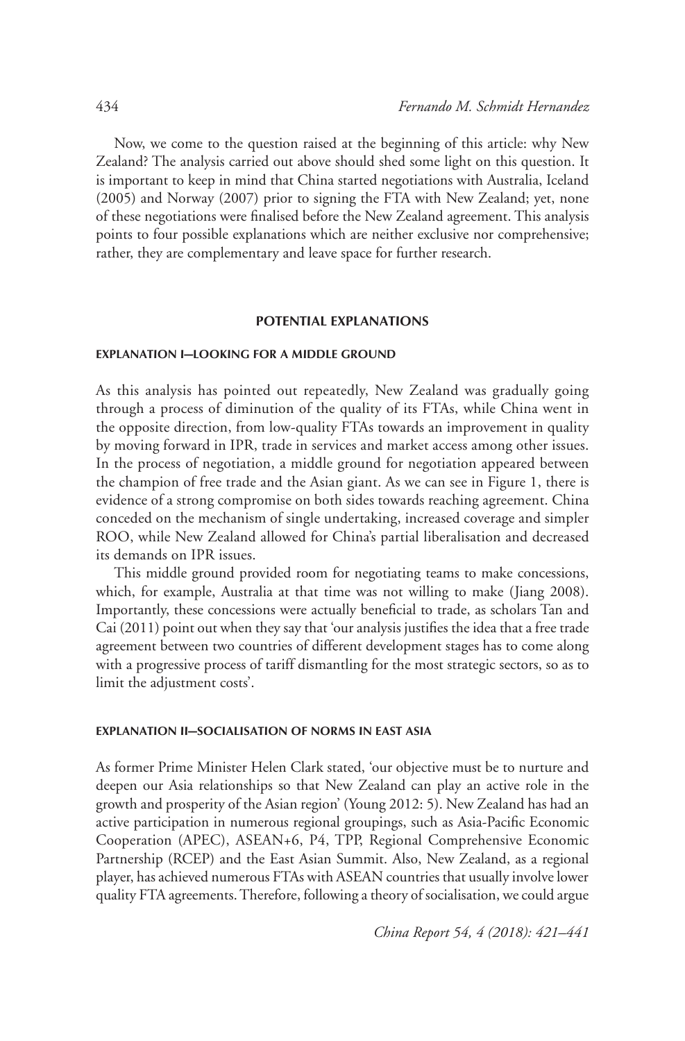Now, we come to the question raised at the beginning of this article: why New Zealand? The analysis carried out above should shed some light on this question. It is important to keep in mind that China started negotiations with Australia, Iceland (2005) and Norway (2007) prior to signing the FTA with New Zealand; yet, none of these negotiations were finalised before the New Zealand agreement. This analysis points to four possible explanations which are neither exclusive nor comprehensive; rather, they are complementary and leave space for further research.

## POTENTIAL EXPLANATIONS

### EXPLANATION I—LOOKING FOR A MIDDLE GROUND

As this analysis has pointed out repeatedly, New Zealand was gradually going through a process of diminution of the quality of its FTAs, while China went in the opposite direction, from low-quality FTAs towards an improvement in quality by moving forward in IPR, trade in services and market access among other issues. In the process of negotiation, a middle ground for negotiation appeared between the champion of free trade and the Asian giant. As we can see in Figure 1, there is evidence of a strong compromise on both sides towards reaching agreement. China conceded on the mechanism of single undertaking, increased coverage and simpler ROO, while New Zealand allowed for China's partial liberalisation and decreased its demands on IPR issues.

This middle ground provided room for negotiating teams to make concessions, which, for example, Australia at that time was not willing to make (Jiang 2008). Importantly, these concessions were actually beneficial to trade, as scholars Tan and Cai (2011) point out when they say that 'our analysis justifies the idea that a free trade agreement between two countries of different development stages has to come along with a progressive process of tariff dismantling for the most strategic sectors, so as to limit the adjustment costs'.

### EXPLANATION II—SOCIALISATION OF NORMS IN EAST ASIA

As former Prime Minister Helen Clark stated, 'our objective must be to nurture and deepen our Asia relationships so that New Zealand can play an active role in the growth and prosperity of the Asian region' (Young 2012: 5). New Zealand has had an active participation in numerous regional groupings, such as Asia-Pacific Economic Cooperation (APEC), ASEAN+6, P4, TPP, Regional Comprehensive Economic Partnership (RCEP) and the East Asian Summit. Also, New Zealand, as a regional player, has achieved numerous FTAs with ASEAN countries that usually involve lower quality FTA agreements. Therefore, following a theory of socialisation, we could argue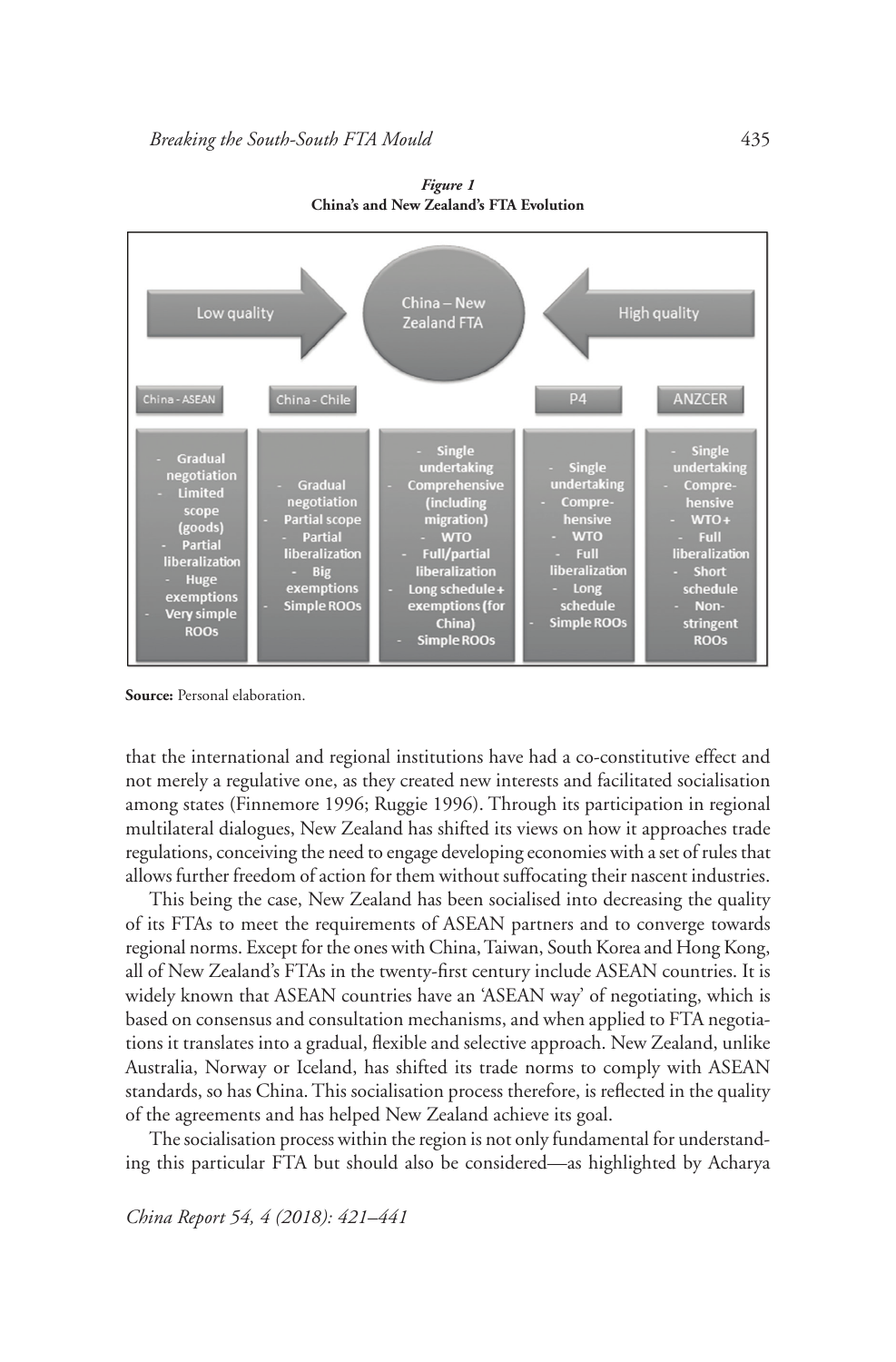***Figure 1***
**China's and New Zealand's FTA Evolution**

Low quality → China – New Zealand FTA ← High quality

| China - ASEAN | China - Chile | China – New Zealand FTA | P4 | ANZCER |
|---|---|---|---|---|
| - Gradual negotiation<br>- Limited scope (goods)<br>- Partial liberalization<br>- Huge exemptions<br>- Very simple ROOs | - Gradual negotiation<br>- Partial scope<br>- Partial liberalization<br>- Big exemptions<br>- Simple ROOs | - Single undertaking<br>- Comprehensive (including migration)<br>- WTO<br>- Full/partial liberalization<br>- Long schedule + exemptions (for China)<br>- Simple ROOs | - Single undertaking<br>- Comprehensive<br>- WTO<br>- Full liberalization<br>- Long schedule<br>- Simple ROOs | - Single undertaking<br>- Comprehensive<br>- WTO+<br>- Full liberalization<br>- Short schedule<br>- Non-stringent ROOs |

**Source:** Personal elaboration.

that the international and regional institutions have had a co-constitutive effect and not merely a regulative one, as they created new interests and facilitated socialisation among states (Finnemore 1996; Ruggie 1996). Through its participation in regional multilateral dialogues, New Zealand has shifted its views on how it approaches trade regulations, conceiving the need to engage developing economies with a set of rules that allows further freedom of action for them without suffocating their nascent industries.

This being the case, New Zealand has been socialised into decreasing the quality of its FTAs to meet the requirements of ASEAN partners and to converge towards regional norms. Except for the ones with China, Taiwan, South Korea and Hong Kong, all of New Zealand's FTAs in the twenty-first century include ASEAN countries. It is widely known that ASEAN countries have an 'ASEAN way' of negotiating, which is based on consensus and consultation mechanisms, and when applied to FTA negotiations it translates into a gradual, flexible and selective approach. New Zealand, unlike Australia, Norway or Iceland, has shifted its trade norms to comply with ASEAN standards, so has China. This socialisation process therefore, is reflected in the quality of the agreements and has helped New Zealand achieve its goal.

The socialisation process within the region is not only fundamental for understanding this particular FTA but should also be considered—as highlighted by Acharya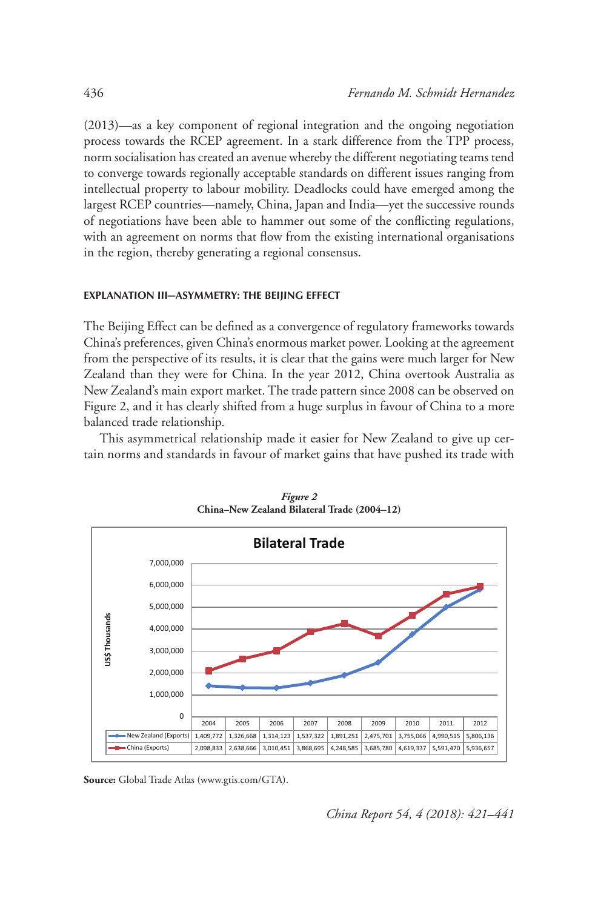(2013)—as a key component of regional integration and the ongoing negotiation process towards the RCEP agreement. In a stark difference from the TPP process, norm socialisation has created an avenue whereby the different negotiating teams tend to converge towards regionally acceptable standards on different issues ranging from intellectual property to labour mobility. Deadlocks could have emerged among the largest RCEP countries—namely, China, Japan and India—yet the successive rounds of negotiations have been able to hammer out some of the conflicting regulations, with an agreement on norms that flow from the existing international organisations in the region, thereby generating a regional consensus.

#### EXPLANATION III—ASYMMETRY: THE BEIJING EFFECT

The Beijing Effect can be defined as a convergence of regulatory frameworks towards China's preferences, given China's enormous market power. Looking at the agreement from the perspective of its results, it is clear that the gains were much larger for New Zealand than they were for China. In the year 2012, China overtook Australia as New Zealand's main export market. The trade pattern since 2008 can be observed on Figure 2, and it has clearly shifted from a huge surplus in favour of China to a more balanced trade relationship.

This asymmetrical relationship made it easier for New Zealand to give up certain norms and standards in favour of market gains that have pushed its trade with

***Figure 2***
**China–New Zealand Bilateral Trade (2004–12)**

**Bilateral Trade** (US$ Thousands)

| | 2004 | 2005 | 2006 | 2007 | 2008 | 2009 | 2010 | 2011 | 2012 |
|---|---|---|---|---|---|---|---|---|---|
| New Zealand (Exports) | 1,409,772 | 1,326,668 | 1,314,123 | 1,537,322 | 1,891,251 | 2,475,701 | 3,755,066 | 4,990,515 | 5,806,136 |
| China (Exports) | 2,098,833 | 2,638,666 | 3,010,451 | 3,868,695 | 4,248,585 | 3,685,780 | 4,619,337 | 5,591,470 | 5,936,657 |

**Source:** Global Trade Atlas (www.gtis.com/GTA).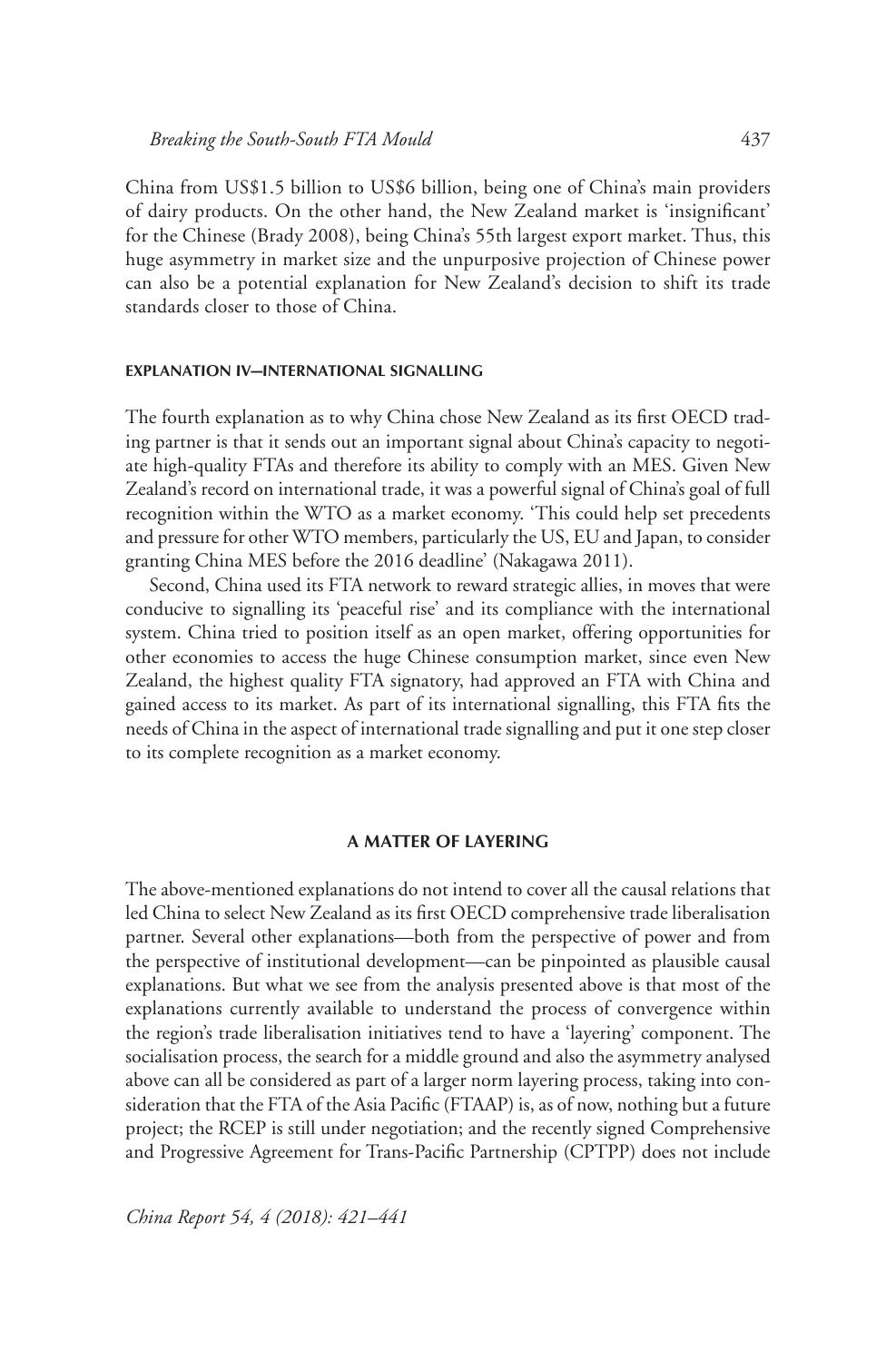China from US$1.5 billion to US$6 billion, being one of China's main providers of dairy products. On the other hand, the New Zealand market is 'insignificant' for the Chinese (Brady 2008), being China's 55th largest export market. Thus, this huge asymmetry in market size and the unpurposive projection of Chinese power can also be a potential explanation for New Zealand's decision to shift its trade standards closer to those of China.

#### EXPLANATION IV—INTERNATIONAL SIGNALLING

The fourth explanation as to why China chose New Zealand as its first OECD trading partner is that it sends out an important signal about China's capacity to negotiate high-quality FTAs and therefore its ability to comply with an MES. Given New Zealand's record on international trade, it was a powerful signal of China's goal of full recognition within the WTO as a market economy. 'This could help set precedents and pressure for other WTO members, particularly the US, EU and Japan, to consider granting China MES before the 2016 deadline' (Nakagawa 2011).

Second, China used its FTA network to reward strategic allies, in moves that were conducive to signalling its 'peaceful rise' and its compliance with the international system. China tried to position itself as an open market, offering opportunities for other economies to access the huge Chinese consumption market, since even New Zealand, the highest quality FTA signatory, had approved an FTA with China and gained access to its market. As part of its international signalling, this FTA fits the needs of China in the aspect of international trade signalling and put it one step closer to its complete recognition as a market economy.

### A MATTER OF LAYERING

The above-mentioned explanations do not intend to cover all the causal relations that led China to select New Zealand as its first OECD comprehensive trade liberalisation partner. Several other explanations—both from the perspective of power and from the perspective of institutional development—can be pinpointed as plausible causal explanations. But what we see from the analysis presented above is that most of the explanations currently available to understand the process of convergence within the region's trade liberalisation initiatives tend to have a 'layering' component. The socialisation process, the search for a middle ground and also the asymmetry analysed above can all be considered as part of a larger norm layering process, taking into consideration that the FTA of the Asia Pacific (FTAAP) is, as of now, nothing but a future project; the RCEP is still under negotiation; and the recently signed Comprehensive and Progressive Agreement for Trans-Pacific Partnership (CPTPP) does not include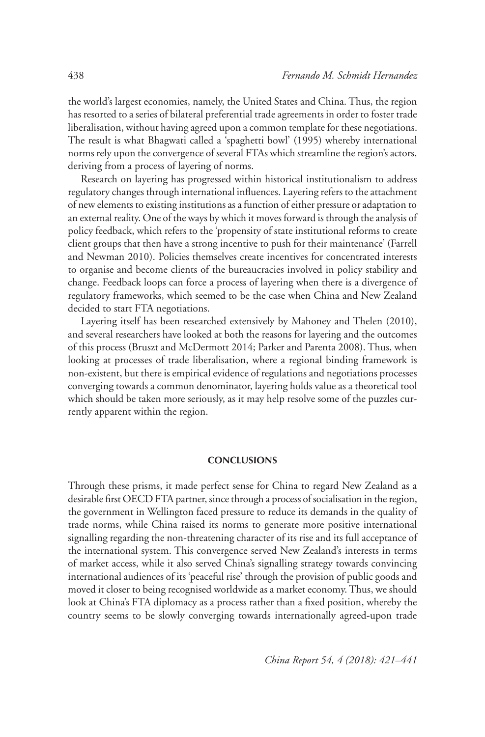the world's largest economies, namely, the United States and China. Thus, the region has resorted to a series of bilateral preferential trade agreements in order to foster trade liberalisation, without having agreed upon a common template for these negotiations. The result is what Bhagwati called a 'spaghetti bowl' (1995) whereby international norms rely upon the convergence of several FTAs which streamline the region's actors, deriving from a process of layering of norms.

Research on layering has progressed within historical institutionalism to address regulatory changes through international influences. Layering refers to the attachment of new elements to existing institutions as a function of either pressure or adaptation to an external reality. One of the ways by which it moves forward is through the analysis of policy feedback, which refers to the 'propensity of state institutional reforms to create client groups that then have a strong incentive to push for their maintenance' (Farrell and Newman 2010). Policies themselves create incentives for concentrated interests to organise and become clients of the bureaucracies involved in policy stability and change. Feedback loops can force a process of layering when there is a divergence of regulatory frameworks, which seemed to be the case when China and New Zealand decided to start FTA negotiations.

Layering itself has been researched extensively by Mahoney and Thelen (2010), and several researchers have looked at both the reasons for layering and the outcomes of this process (Bruszt and McDermott 2014; Parker and Parenta 2008). Thus, when looking at processes of trade liberalisation, where a regional binding framework is non-existent, but there is empirical evidence of regulations and negotiations processes converging towards a common denominator, layering holds value as a theoretical tool which should be taken more seriously, as it may help resolve some of the puzzles currently apparent within the region.

## CONCLUSIONS

Through these prisms, it made perfect sense for China to regard New Zealand as a desirable first OECD FTA partner, since through a process of socialisation in the region, the government in Wellington faced pressure to reduce its demands in the quality of trade norms, while China raised its norms to generate more positive international signalling regarding the non-threatening character of its rise and its full acceptance of the international system. This convergence served New Zealand's interests in terms of market access, while it also served China's signalling strategy towards convincing international audiences of its 'peaceful rise' through the provision of public goods and moved it closer to being recognised worldwide as a market economy. Thus, we should look at China's FTA diplomacy as a process rather than a fixed position, whereby the country seems to be slowly converging towards internationally agreed-upon trade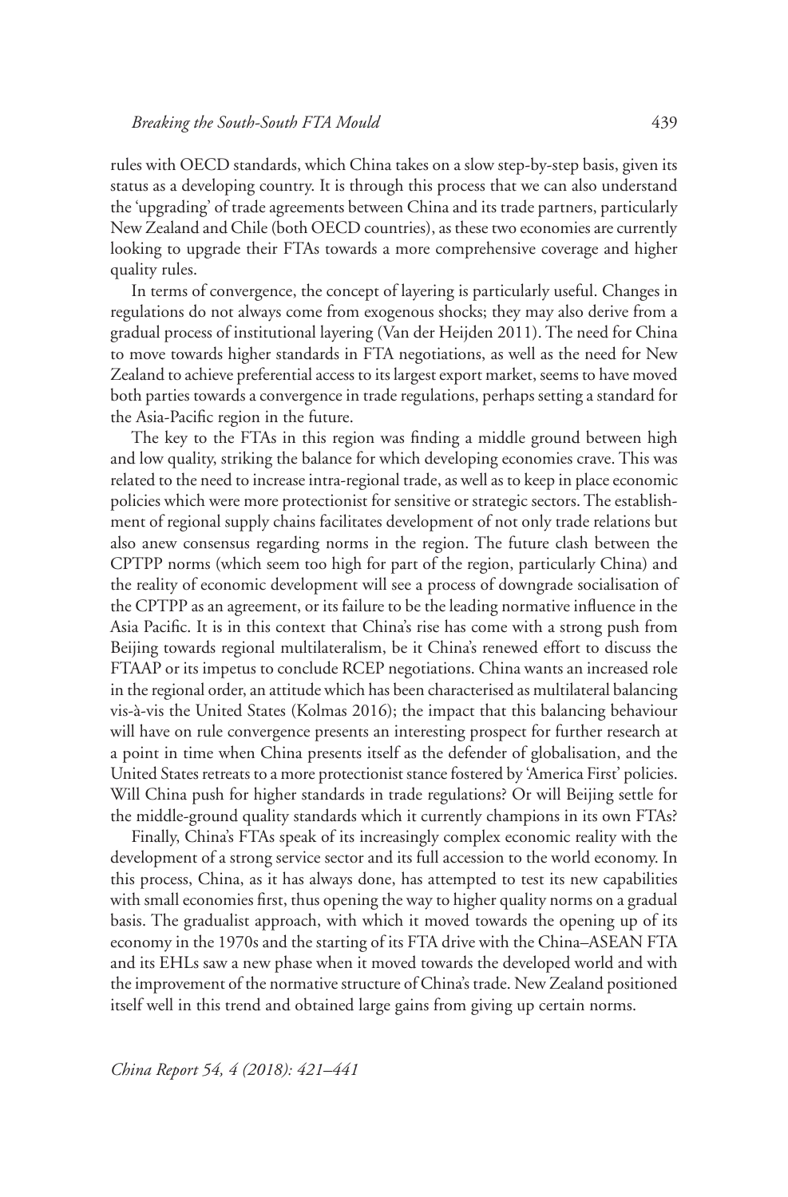rules with OECD standards, which China takes on a slow step-by-step basis, given its status as a developing country. It is through this process that we can also understand the 'upgrading' of trade agreements between China and its trade partners, particularly New Zealand and Chile (both OECD countries), as these two economies are currently looking to upgrade their FTAs towards a more comprehensive coverage and higher quality rules.

In terms of convergence, the concept of layering is particularly useful. Changes in regulations do not always come from exogenous shocks; they may also derive from a gradual process of institutional layering (Van der Heijden 2011). The need for China to move towards higher standards in FTA negotiations, as well as the need for New Zealand to achieve preferential access to its largest export market, seems to have moved both parties towards a convergence in trade regulations, perhaps setting a standard for the Asia-Pacific region in the future.

The key to the FTAs in this region was finding a middle ground between high and low quality, striking the balance for which developing economies crave. This was related to the need to increase intra-regional trade, as well as to keep in place economic policies which were more protectionist for sensitive or strategic sectors. The establishment of regional supply chains facilitates development of not only trade relations but also anew consensus regarding norms in the region. The future clash between the CPTPP norms (which seem too high for part of the region, particularly China) and the reality of economic development will see a process of downgrade socialisation of the CPTPP as an agreement, or its failure to be the leading normative influence in the Asia Pacific. It is in this context that China's rise has come with a strong push from Beijing towards regional multilateralism, be it China's renewed effort to discuss the FTAAP or its impetus to conclude RCEP negotiations. China wants an increased role in the regional order, an attitude which has been characterised as multilateral balancing vis-à-vis the United States (Kolmas 2016); the impact that this balancing behaviour will have on rule convergence presents an interesting prospect for further research at a point in time when China presents itself as the defender of globalisation, and the United States retreats to a more protectionist stance fostered by 'America First' policies. Will China push for higher standards in trade regulations? Or will Beijing settle for the middle-ground quality standards which it currently champions in its own FTAs?

Finally, China's FTAs speak of its increasingly complex economic reality with the development of a strong service sector and its full accession to the world economy. In this process, China, as it has always done, has attempted to test its new capabilities with small economies first, thus opening the way to higher quality norms on a gradual basis. The gradualist approach, with which it moved towards the opening up of its economy in the 1970s and the starting of its FTA drive with the China–ASEAN FTA and its EHLs saw a new phase when it moved towards the developed world and with the improvement of the normative structure of China's trade. New Zealand positioned itself well in this trend and obtained large gains from giving up certain norms.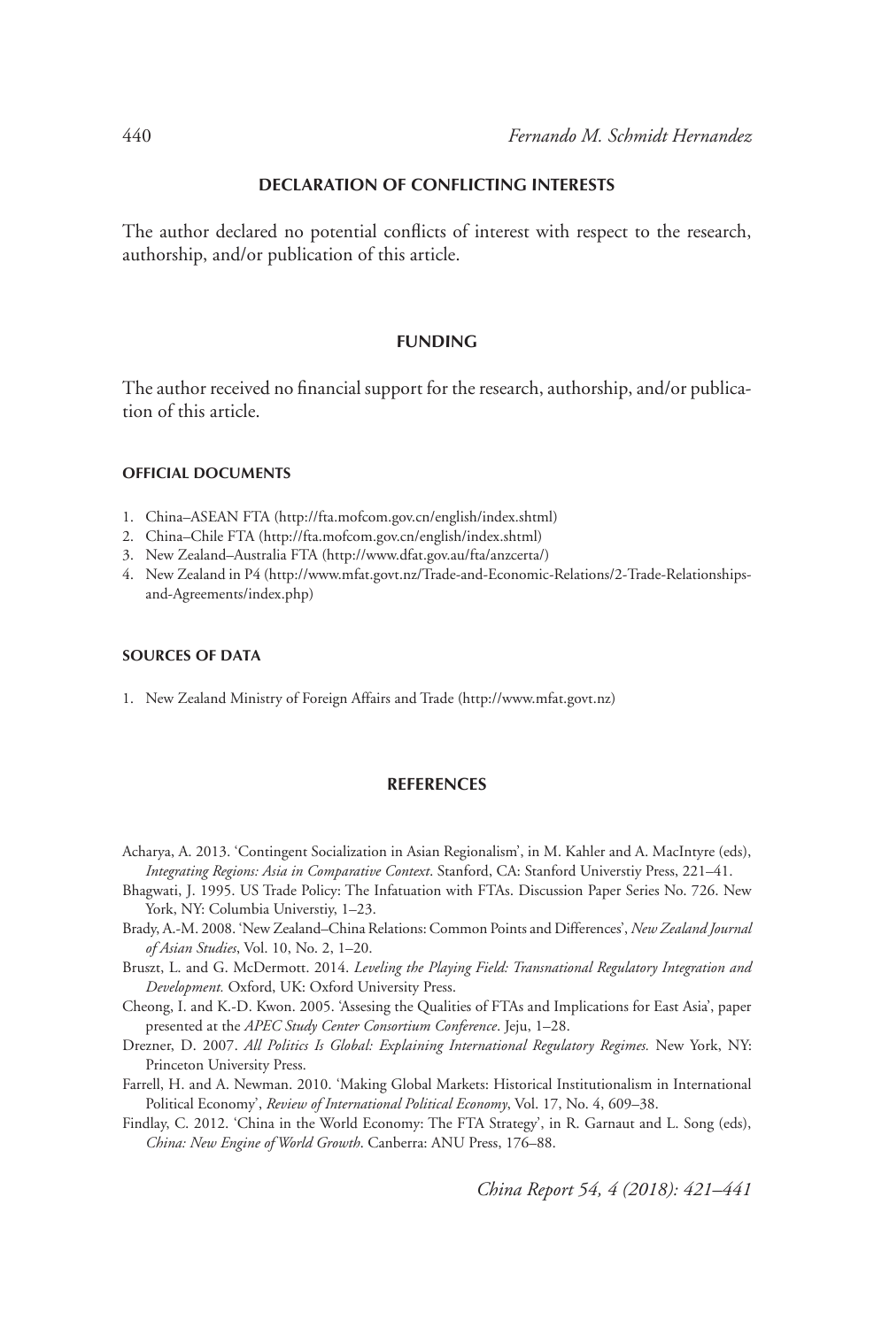## DECLARATION OF CONFLICTING INTERESTS

The author declared no potential conflicts of interest with respect to the research, authorship, and/or publication of this article.

## FUNDING

The author received no financial support for the research, authorship, and/or publication of this article.

### OFFICIAL DOCUMENTS

1. China–ASEAN FTA (http://fta.mofcom.gov.cn/english/index.shtml)
2. China–Chile FTA (http://fta.mofcom.gov.cn/english/index.shtml)
3. New Zealand–Australia FTA (http://www.dfat.gov.au/fta/anzcerta/)
4. New Zealand in P4 (http://www.mfat.govt.nz/Trade-and-Economic-Relations/2-Trade-Relationships-and-Agreements/index.php)

### SOURCES OF DATA

1. New Zealand Ministry of Foreign Affairs and Trade (http://www.mfat.govt.nz)

## REFERENCES

Acharya, A. 2013. 'Contingent Socialization in Asian Regionalism', in M. Kahler and A. MacIntyre (eds), *Integrating Regions: Asia in Comparative Context*. Stanford, CA: Stanford Universtiy Press, 221–41.

Bhagwati, J. 1995. US Trade Policy: The Infatuation with FTAs. Discussion Paper Series No. 726. New York, NY: Columbia Universtiy, 1–23.

Brady, A.-M. 2008. 'New Zealand–China Relations: Common Points and Differences', *New Zealand Journal of Asian Studies*, Vol. 10, No. 2, 1–20.

Bruszt, L. and G. McDermott. 2014. *Leveling the Playing Field: Transnational Regulatory Integration and Development.* Oxford, UK: Oxford University Press.

Cheong, I. and K.-D. Kwon. 2005. 'Assesing the Qualities of FTAs and Implications for East Asia', paper presented at the *APEC Study Center Consortium Conference*. Jeju, 1–28.

Drezner, D. 2007. *All Politics Is Global: Explaining International Regulatory Regimes.* New York, NY: Princeton University Press.

Farrell, H. and A. Newman. 2010. 'Making Global Markets: Historical Institutionalism in International Political Economy', *Review of International Political Economy*, Vol. 17, No. 4, 609–38.

Findlay, C. 2012. 'China in the World Economy: The FTA Strategy', in R. Garnaut and L. Song (eds), *China: New Engine of World Growth*. Canberra: ANU Press, 176–88.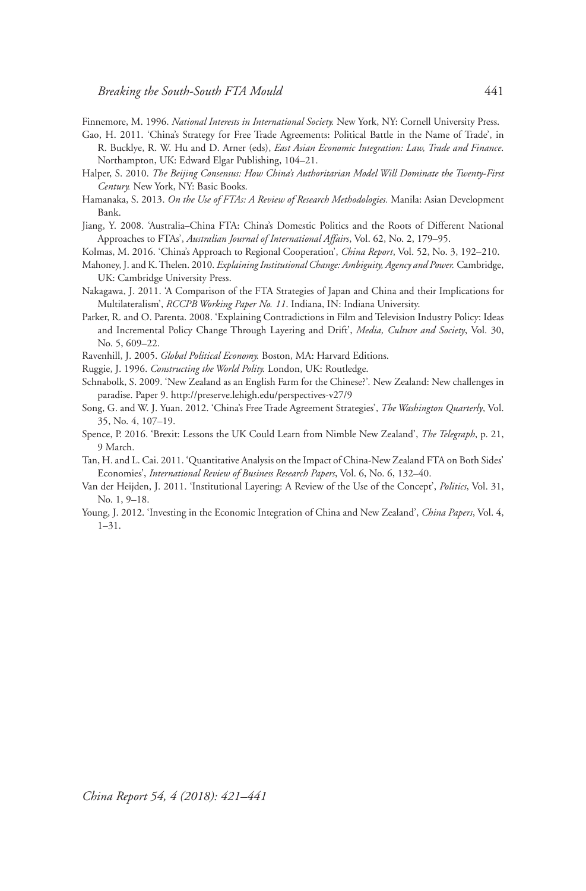Finnemore, M. 1996. *National Interests in International Society.* New York, NY: Cornell University Press.

Gao, H. 2011. 'China's Strategy for Free Trade Agreements: Political Battle in the Name of Trade', in R. Bucklye, R. W. Hu and D. Arner (eds), *East Asian Economic Integration: Law, Trade and Finance*. Northampton, UK: Edward Elgar Publishing, 104–21.

Halper, S. 2010. *The Beijing Consensus: How China's Authoritarian Model Will Dominate the Twenty-First Century.* New York, NY: Basic Books.

Hamanaka, S. 2013. *On the Use of FTAs: A Review of Research Methodologies.* Manila: Asian Development Bank.

Jiang, Y. 2008. 'Australia–China FTA: China's Domestic Politics and the Roots of Different National Approaches to FTAs', *Australian Journal of International Affairs*, Vol. 62, No. 2, 179–95.

Kolmas, M. 2016. 'China's Approach to Regional Cooperation', *China Report*, Vol. 52, No. 3, 192–210.

Mahoney, J. and K. Thelen. 2010. *Explaining Institutional Change: Ambiguity, Agency and Power.* Cambridge, UK: Cambridge University Press.

Nakagawa, J. 2011. 'A Comparison of the FTA Strategies of Japan and China and their Implications for Multilateralism', *RCCPB Working Paper No. 11*. Indiana, IN: Indiana University.

Parker, R. and O. Parenta. 2008. 'Explaining Contradictions in Film and Television Industry Policy: Ideas and Incremental Policy Change Through Layering and Drift', *Media, Culture and Society*, Vol. 30, No. 5, 609–22.

Ravenhill, J. 2005. *Global Political Economy.* Boston, MA: Harvard Editions.

Ruggie, J. 1996. *Constructing the World Polity.* London, UK: Routledge.

Schnabolk, S. 2009. 'New Zealand as an English Farm for the Chinese?'. New Zealand: New challenges in paradise. Paper 9. http://preserve.lehigh.edu/perspectives-v27/9

Song, G. and W. J. Yuan. 2012. 'China's Free Trade Agreement Strategies', *The Washington Quarterly*, Vol. 35, No. 4, 107–19.

Spence, P. 2016. 'Brexit: Lessons the UK Could Learn from Nimble New Zealand', *The Telegraph*, p. 21, 9 March.

Tan, H. and L. Cai. 2011. 'Quantitative Analysis on the Impact of China-New Zealand FTA on Both Sides' Economies', *International Review of Business Research Papers*, Vol. 6, No. 6, 132–40.

Van der Heijden, J. 2011. 'Institutional Layering: A Review of the Use of the Concept', *Politics*, Vol. 31, No. 1, 9–18.

Young, J. 2012. 'Investing in the Economic Integration of China and New Zealand', *China Papers*, Vol. 4, 1–31.